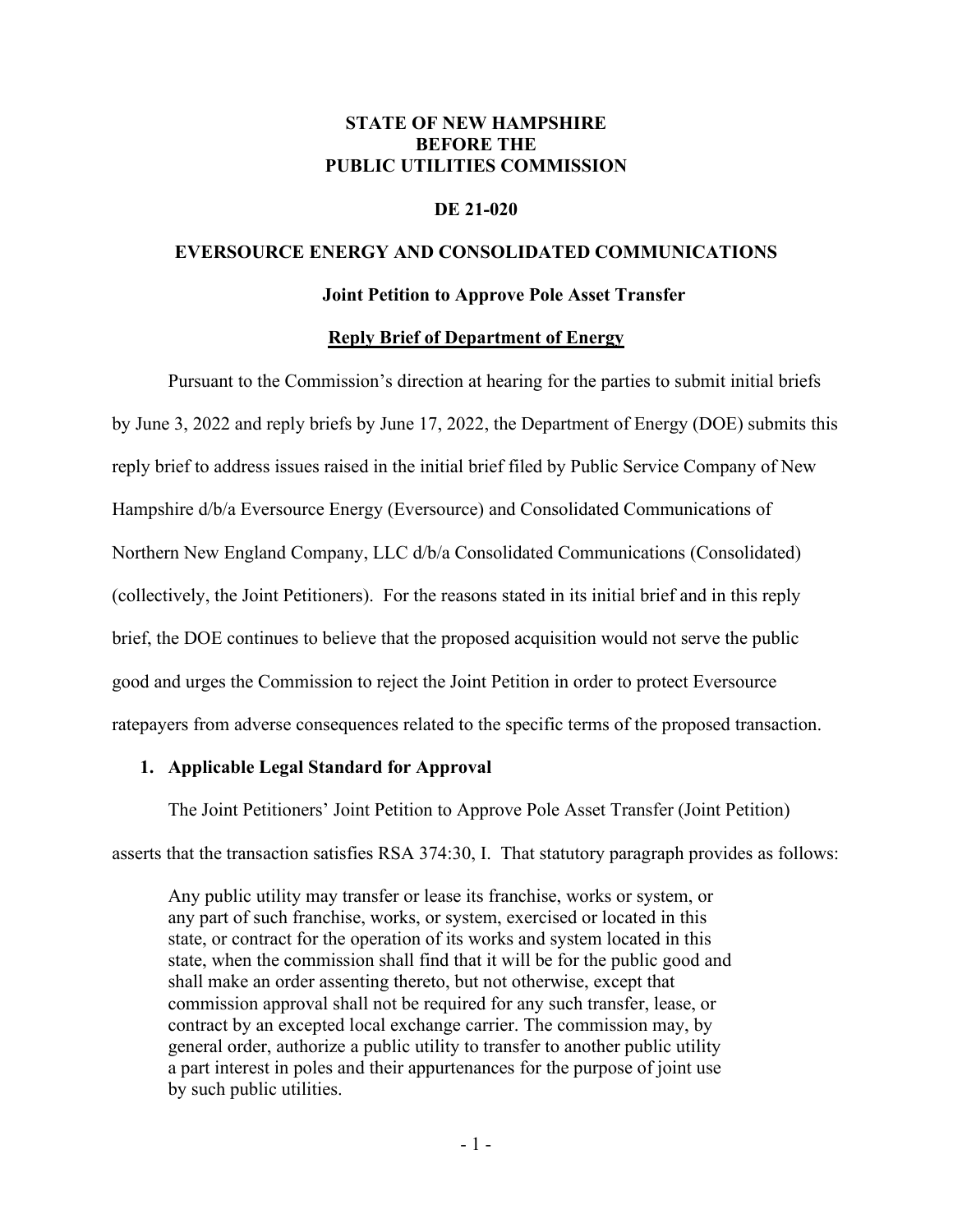**STATE OF NEW HAMPSHIRE**
**BEFORE THE**
**PUBLIC UTILITIES COMMISSION**

**DE 21-020**

**EVERSOURCE ENERGY AND CONSOLIDATED COMMUNICATIONS**

**Joint Petition to Approve Pole Asset Transfer**

**Reply Brief of Department of Energy**

Pursuant to the Commission's direction at hearing for the parties to submit initial briefs by June 3, 2022 and reply briefs by June 17, 2022, the Department of Energy (DOE) submits this reply brief to address issues raised in the initial brief filed by Public Service Company of New Hampshire d/b/a Eversource Energy (Eversource) and Consolidated Communications of Northern New England Company, LLC d/b/a Consolidated Communications (Consolidated) (collectively, the Joint Petitioners). For the reasons stated in its initial brief and in this reply brief, the DOE continues to believe that the proposed acquisition would not serve the public good and urges the Commission to reject the Joint Petition in order to protect Eversource ratepayers from adverse consequences related to the specific terms of the proposed transaction.

## 1. Applicable Legal Standard for Approval

The Joint Petitioners' Joint Petition to Approve Pole Asset Transfer (Joint Petition) asserts that the transaction satisfies RSA 374:30, I. That statutory paragraph provides as follows:

> Any public utility may transfer or lease its franchise, works or system, or any part of such franchise, works, or system, exercised or located in this state, or contract for the operation of its works and system located in this state, when the commission shall find that it will be for the public good and shall make an order assenting thereto, but not otherwise, except that commission approval shall not be required for any such transfer, lease, or contract by an excepted local exchange carrier. The commission may, by general order, authorize a public utility to transfer to another public utility a part interest in poles and their appurtenances for the purpose of joint use by such public utilities.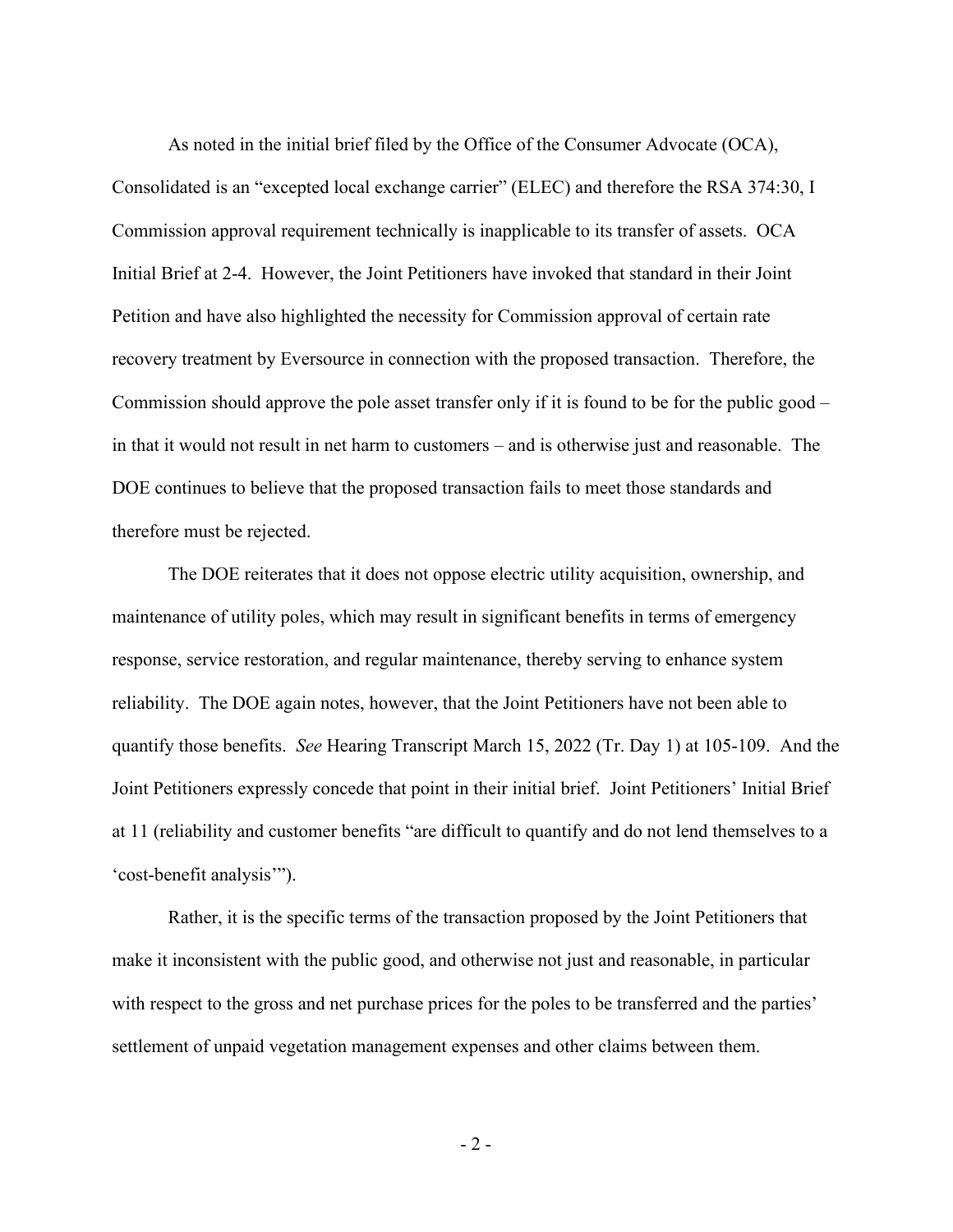As noted in the initial brief filed by the Office of the Consumer Advocate (OCA), Consolidated is an "excepted local exchange carrier" (ELEC) and therefore the RSA 374:30, I Commission approval requirement technically is inapplicable to its transfer of assets. OCA Initial Brief at 2-4. However, the Joint Petitioners have invoked that standard in their Joint Petition and have also highlighted the necessity for Commission approval of certain rate recovery treatment by Eversource in connection with the proposed transaction. Therefore, the Commission should approve the pole asset transfer only if it is found to be for the public good – in that it would not result in net harm to customers – and is otherwise just and reasonable. The DOE continues to believe that the proposed transaction fails to meet those standards and therefore must be rejected.

The DOE reiterates that it does not oppose electric utility acquisition, ownership, and maintenance of utility poles, which may result in significant benefits in terms of emergency response, service restoration, and regular maintenance, thereby serving to enhance system reliability. The DOE again notes, however, that the Joint Petitioners have not been able to quantify those benefits. *See* Hearing Transcript March 15, 2022 (Tr. Day 1) at 105-109. And the Joint Petitioners expressly concede that point in their initial brief. Joint Petitioners' Initial Brief at 11 (reliability and customer benefits "are difficult to quantify and do not lend themselves to a 'cost-benefit analysis'").

Rather, it is the specific terms of the transaction proposed by the Joint Petitioners that make it inconsistent with the public good, and otherwise not just and reasonable, in particular with respect to the gross and net purchase prices for the poles to be transferred and the parties' settlement of unpaid vegetation management expenses and other claims between them.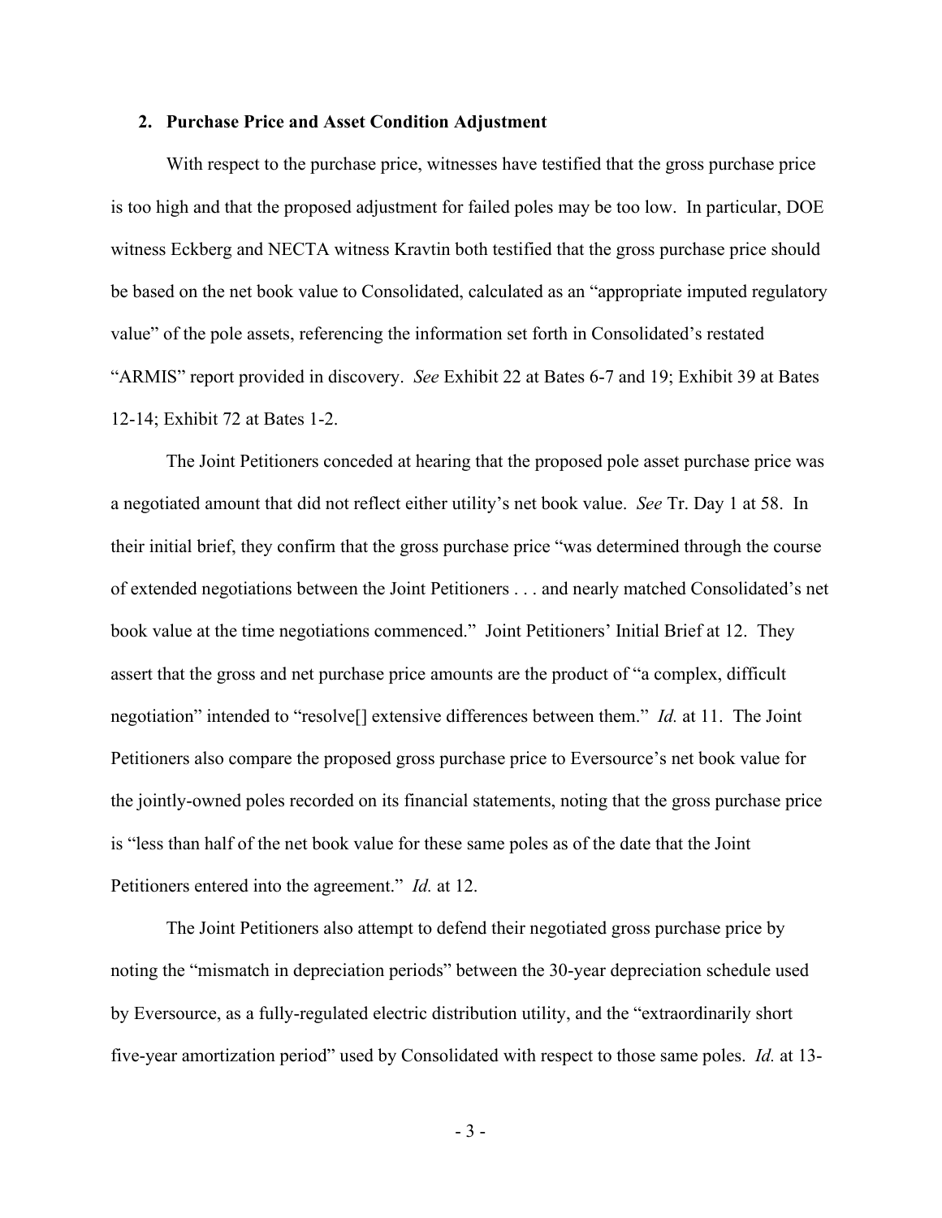### 2. Purchase Price and Asset Condition Adjustment

With respect to the purchase price, witnesses have testified that the gross purchase price is too high and that the proposed adjustment for failed poles may be too low. In particular, DOE witness Eckberg and NECTA witness Kravtin both testified that the gross purchase price should be based on the net book value to Consolidated, calculated as an "appropriate imputed regulatory value" of the pole assets, referencing the information set forth in Consolidated's restated "ARMIS" report provided in discovery. *See* Exhibit 22 at Bates 6-7 and 19; Exhibit 39 at Bates 12-14; Exhibit 72 at Bates 1-2.

The Joint Petitioners conceded at hearing that the proposed pole asset purchase price was a negotiated amount that did not reflect either utility's net book value. *See* Tr. Day 1 at 58. In their initial brief, they confirm that the gross purchase price "was determined through the course of extended negotiations between the Joint Petitioners . . . and nearly matched Consolidated's net book value at the time negotiations commenced." Joint Petitioners' Initial Brief at 12. They assert that the gross and net purchase price amounts are the product of "a complex, difficult negotiation" intended to "resolve[] extensive differences between them." *Id.* at 11. The Joint Petitioners also compare the proposed gross purchase price to Eversource's net book value for the jointly-owned poles recorded on its financial statements, noting that the gross purchase price is "less than half of the net book value for these same poles as of the date that the Joint Petitioners entered into the agreement." *Id.* at 12.

The Joint Petitioners also attempt to defend their negotiated gross purchase price by noting the "mismatch in depreciation periods" between the 30-year depreciation schedule used by Eversource, as a fully-regulated electric distribution utility, and the "extraordinarily short five-year amortization period" used by Consolidated with respect to those same poles. *Id.* at 13-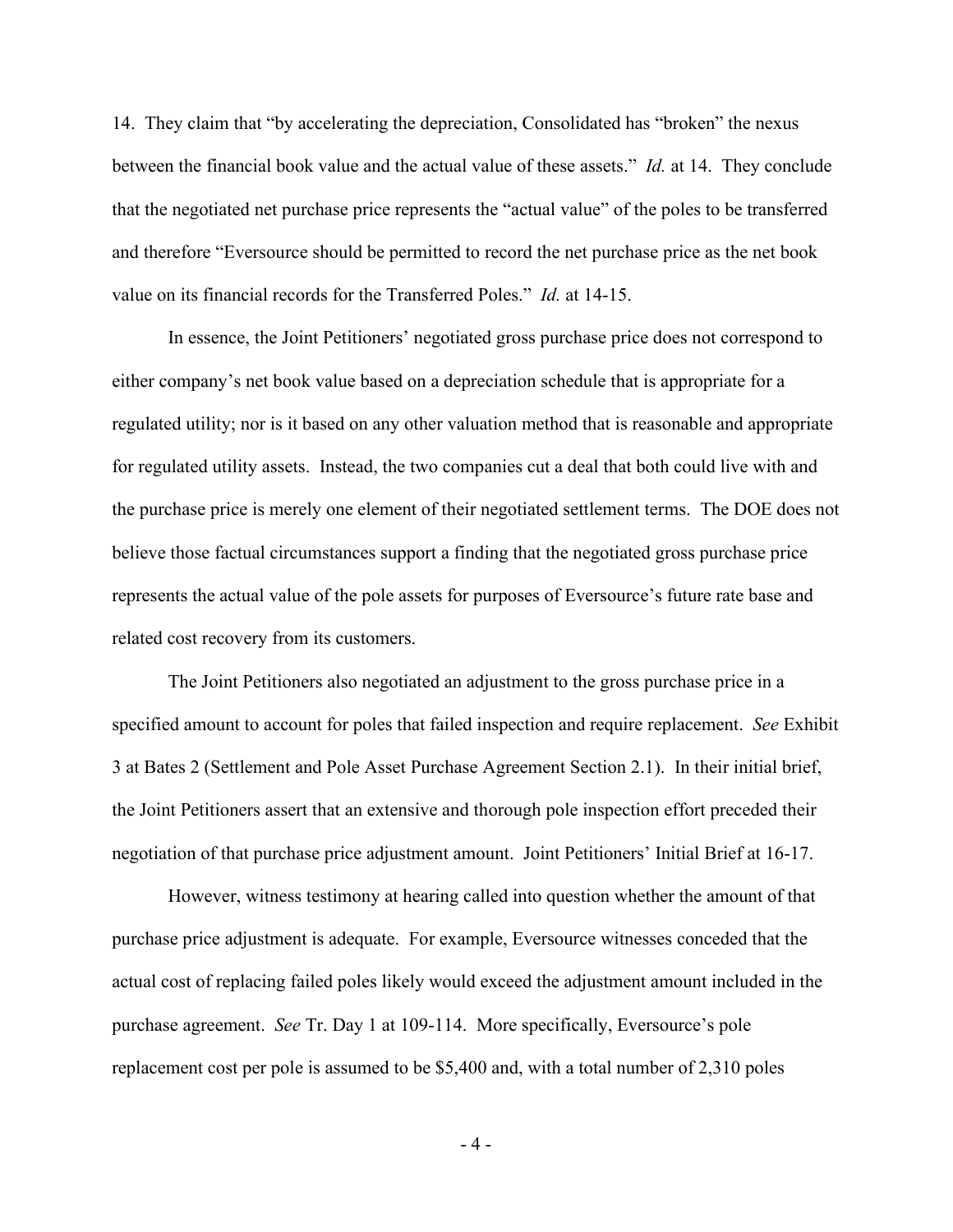14. They claim that "by accelerating the depreciation, Consolidated has "broken" the nexus between the financial book value and the actual value of these assets." *Id.* at 14. They conclude that the negotiated net purchase price represents the "actual value" of the poles to be transferred and therefore "Eversource should be permitted to record the net purchase price as the net book value on its financial records for the Transferred Poles." *Id.* at 14-15.

In essence, the Joint Petitioners' negotiated gross purchase price does not correspond to either company's net book value based on a depreciation schedule that is appropriate for a regulated utility; nor is it based on any other valuation method that is reasonable and appropriate for regulated utility assets. Instead, the two companies cut a deal that both could live with and the purchase price is merely one element of their negotiated settlement terms. The DOE does not believe those factual circumstances support a finding that the negotiated gross purchase price represents the actual value of the pole assets for purposes of Eversource's future rate base and related cost recovery from its customers.

The Joint Petitioners also negotiated an adjustment to the gross purchase price in a specified amount to account for poles that failed inspection and require replacement. *See* Exhibit 3 at Bates 2 (Settlement and Pole Asset Purchase Agreement Section 2.1). In their initial brief, the Joint Petitioners assert that an extensive and thorough pole inspection effort preceded their negotiation of that purchase price adjustment amount. Joint Petitioners' Initial Brief at 16-17.

However, witness testimony at hearing called into question whether the amount of that purchase price adjustment is adequate. For example, Eversource witnesses conceded that the actual cost of replacing failed poles likely would exceed the adjustment amount included in the purchase agreement. *See* Tr. Day 1 at 109-114. More specifically, Eversource's pole replacement cost per pole is assumed to be $5,400 and, with a total number of 2,310 poles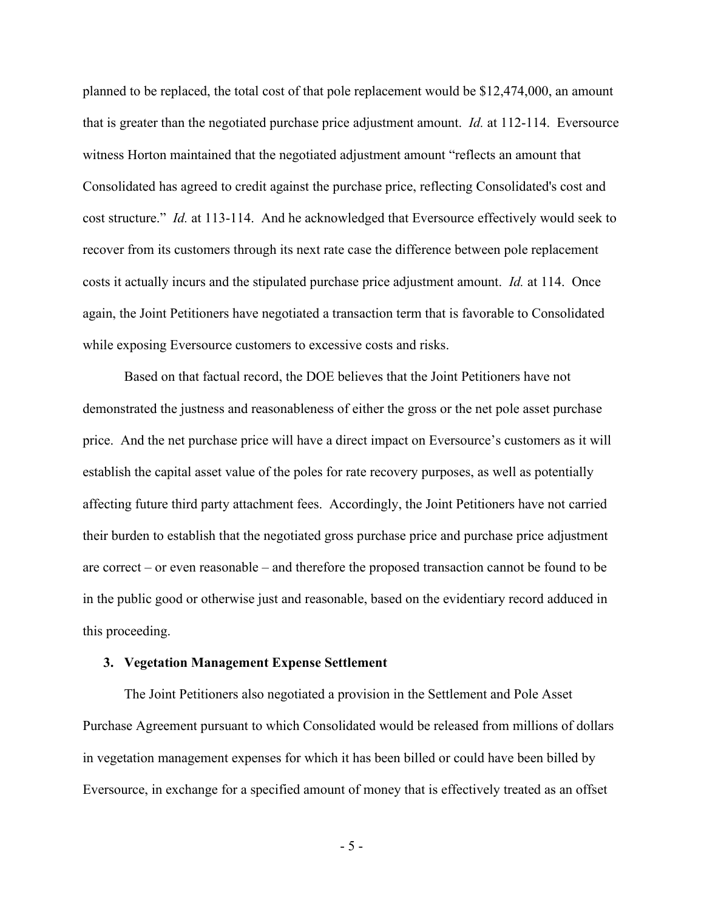planned to be replaced, the total cost of that pole replacement would be $12,474,000, an amount that is greater than the negotiated purchase price adjustment amount. *Id.* at 112-114. Eversource witness Horton maintained that the negotiated adjustment amount "reflects an amount that Consolidated has agreed to credit against the purchase price, reflecting Consolidated's cost and cost structure." *Id.* at 113-114. And he acknowledged that Eversource effectively would seek to recover from its customers through its next rate case the difference between pole replacement costs it actually incurs and the stipulated purchase price adjustment amount. *Id.* at 114. Once again, the Joint Petitioners have negotiated a transaction term that is favorable to Consolidated while exposing Eversource customers to excessive costs and risks.

Based on that factual record, the DOE believes that the Joint Petitioners have not demonstrated the justness and reasonableness of either the gross or the net pole asset purchase price. And the net purchase price will have a direct impact on Eversource's customers as it will establish the capital asset value of the poles for rate recovery purposes, as well as potentially affecting future third party attachment fees. Accordingly, the Joint Petitioners have not carried their burden to establish that the negotiated gross purchase price and purchase price adjustment are correct – or even reasonable – and therefore the proposed transaction cannot be found to be in the public good or otherwise just and reasonable, based on the evidentiary record adduced in this proceeding.

### 3. Vegetation Management Expense Settlement

The Joint Petitioners also negotiated a provision in the Settlement and Pole Asset Purchase Agreement pursuant to which Consolidated would be released from millions of dollars in vegetation management expenses for which it has been billed or could have been billed by Eversource, in exchange for a specified amount of money that is effectively treated as an offset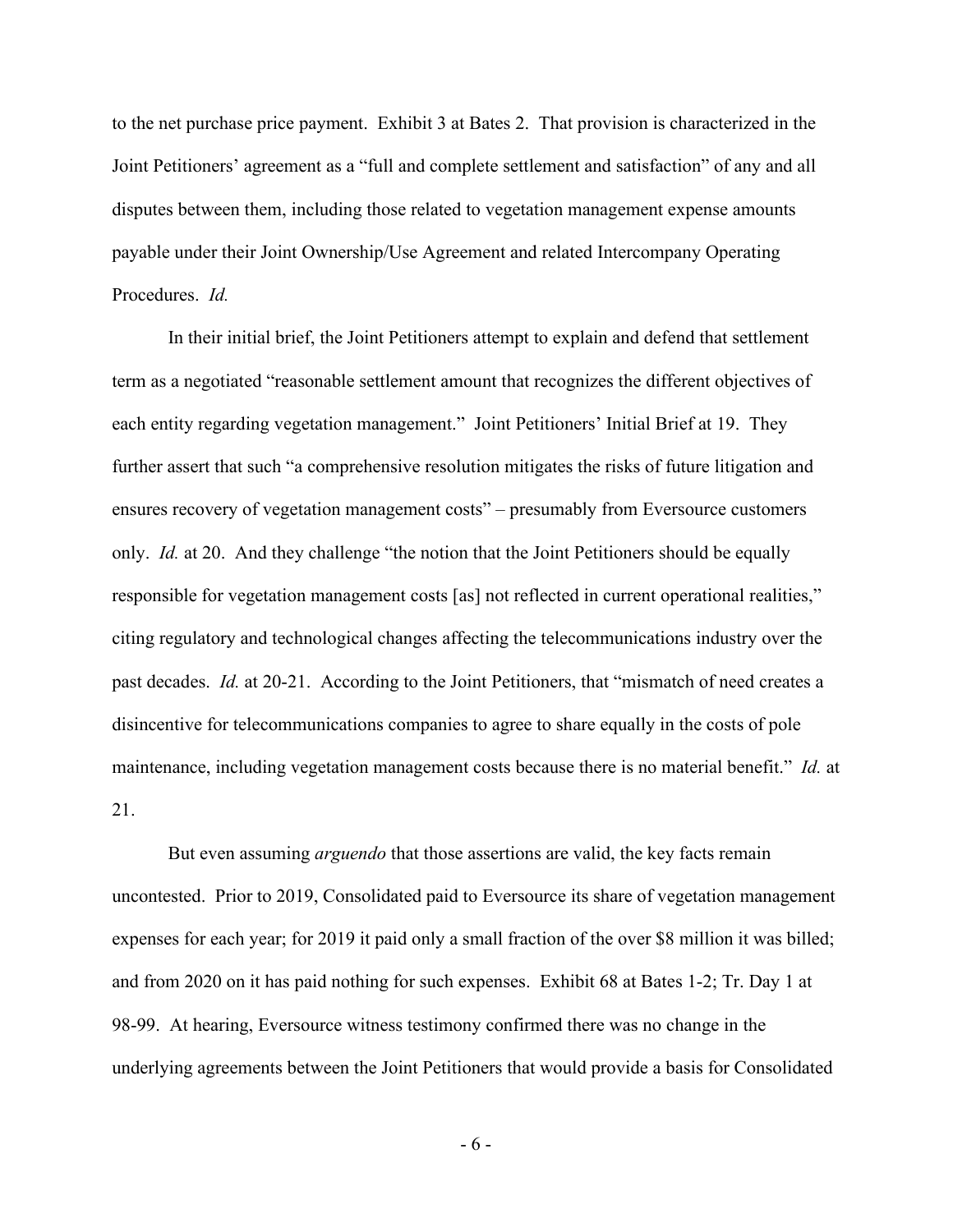to the net purchase price payment. Exhibit 3 at Bates 2. That provision is characterized in the Joint Petitioners' agreement as a "full and complete settlement and satisfaction" of any and all disputes between them, including those related to vegetation management expense amounts payable under their Joint Ownership/Use Agreement and related Intercompany Operating Procedures. *Id.*

In their initial brief, the Joint Petitioners attempt to explain and defend that settlement term as a negotiated "reasonable settlement amount that recognizes the different objectives of each entity regarding vegetation management." Joint Petitioners' Initial Brief at 19. They further assert that such "a comprehensive resolution mitigates the risks of future litigation and ensures recovery of vegetation management costs" – presumably from Eversource customers only. *Id.* at 20. And they challenge "the notion that the Joint Petitioners should be equally responsible for vegetation management costs [as] not reflected in current operational realities," citing regulatory and technological changes affecting the telecommunications industry over the past decades. *Id.* at 20-21. According to the Joint Petitioners, that "mismatch of need creates a disincentive for telecommunications companies to agree to share equally in the costs of pole maintenance, including vegetation management costs because there is no material benefit." *Id.* at 21.

But even assuming *arguendo* that those assertions are valid, the key facts remain uncontested. Prior to 2019, Consolidated paid to Eversource its share of vegetation management expenses for each year; for 2019 it paid only a small fraction of the over $8 million it was billed; and from 2020 on it has paid nothing for such expenses. Exhibit 68 at Bates 1-2; Tr. Day 1 at 98-99. At hearing, Eversource witness testimony confirmed there was no change in the underlying agreements between the Joint Petitioners that would provide a basis for Consolidated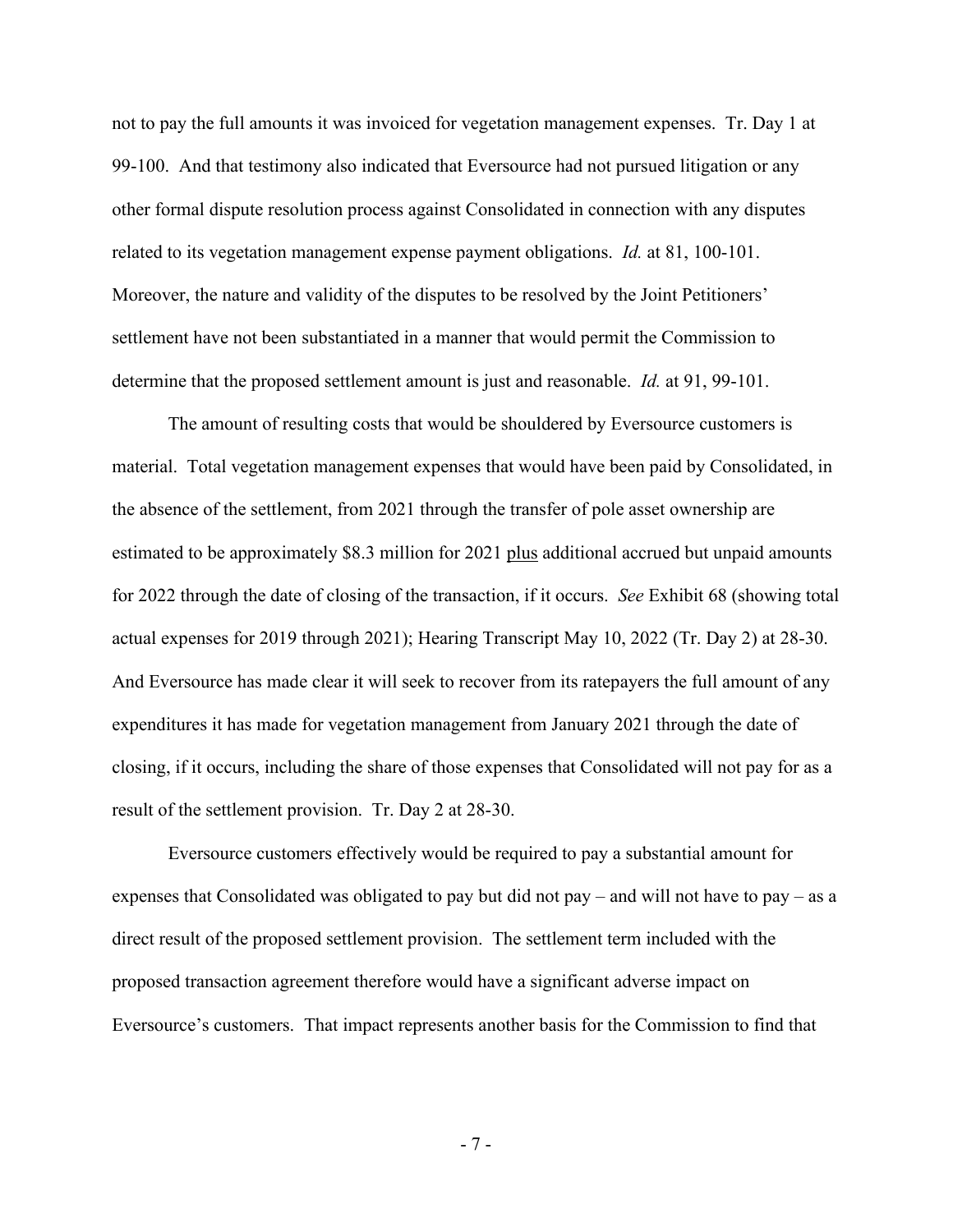not to pay the full amounts it was invoiced for vegetation management expenses. Tr. Day 1 at 99-100. And that testimony also indicated that Eversource had not pursued litigation or any other formal dispute resolution process against Consolidated in connection with any disputes related to its vegetation management expense payment obligations. *Id.* at 81, 100-101. Moreover, the nature and validity of the disputes to be resolved by the Joint Petitioners' settlement have not been substantiated in a manner that would permit the Commission to determine that the proposed settlement amount is just and reasonable. *Id.* at 91, 99-101.

The amount of resulting costs that would be shouldered by Eversource customers is material. Total vegetation management expenses that would have been paid by Consolidated, in the absence of the settlement, from 2021 through the transfer of pole asset ownership are estimated to be approximately \$8.3 million for 2021 <u>plus</u> additional accrued but unpaid amounts for 2022 through the date of closing of the transaction, if it occurs. *See* Exhibit 68 (showing total actual expenses for 2019 through 2021); Hearing Transcript May 10, 2022 (Tr. Day 2) at 28-30. And Eversource has made clear it will seek to recover from its ratepayers the full amount of any expenditures it has made for vegetation management from January 2021 through the date of closing, if it occurs, including the share of those expenses that Consolidated will not pay for as a result of the settlement provision. Tr. Day 2 at 28-30.

Eversource customers effectively would be required to pay a substantial amount for expenses that Consolidated was obligated to pay but did not pay – and will not have to pay – as a direct result of the proposed settlement provision. The settlement term included with the proposed transaction agreement therefore would have a significant adverse impact on Eversource's customers. That impact represents another basis for the Commission to find that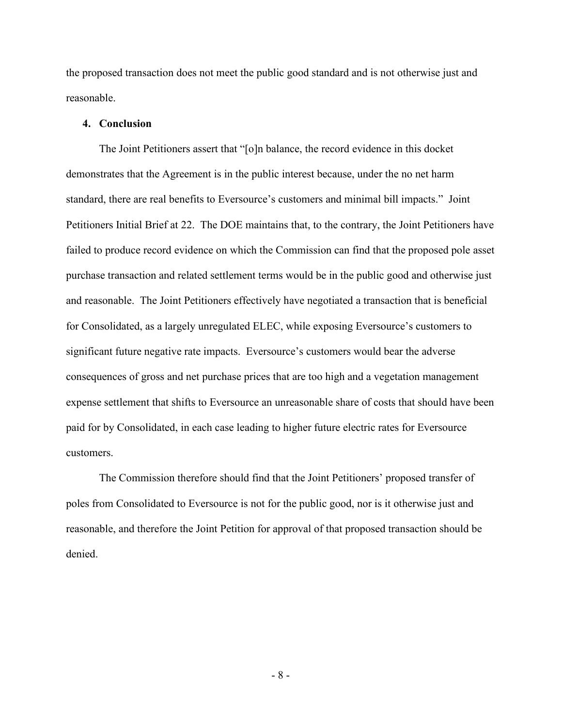the proposed transaction does not meet the public good standard and is not otherwise just and reasonable.

### 4. Conclusion

The Joint Petitioners assert that "[o]n balance, the record evidence in this docket demonstrates that the Agreement is in the public interest because, under the no net harm standard, there are real benefits to Eversource's customers and minimal bill impacts." Joint Petitioners Initial Brief at 22. The DOE maintains that, to the contrary, the Joint Petitioners have failed to produce record evidence on which the Commission can find that the proposed pole asset purchase transaction and related settlement terms would be in the public good and otherwise just and reasonable. The Joint Petitioners effectively have negotiated a transaction that is beneficial for Consolidated, as a largely unregulated ELEC, while exposing Eversource's customers to significant future negative rate impacts. Eversource's customers would bear the adverse consequences of gross and net purchase prices that are too high and a vegetation management expense settlement that shifts to Eversource an unreasonable share of costs that should have been paid for by Consolidated, in each case leading to higher future electric rates for Eversource customers.

The Commission therefore should find that the Joint Petitioners' proposed transfer of poles from Consolidated to Eversource is not for the public good, nor is it otherwise just and reasonable, and therefore the Joint Petition for approval of that proposed transaction should be denied.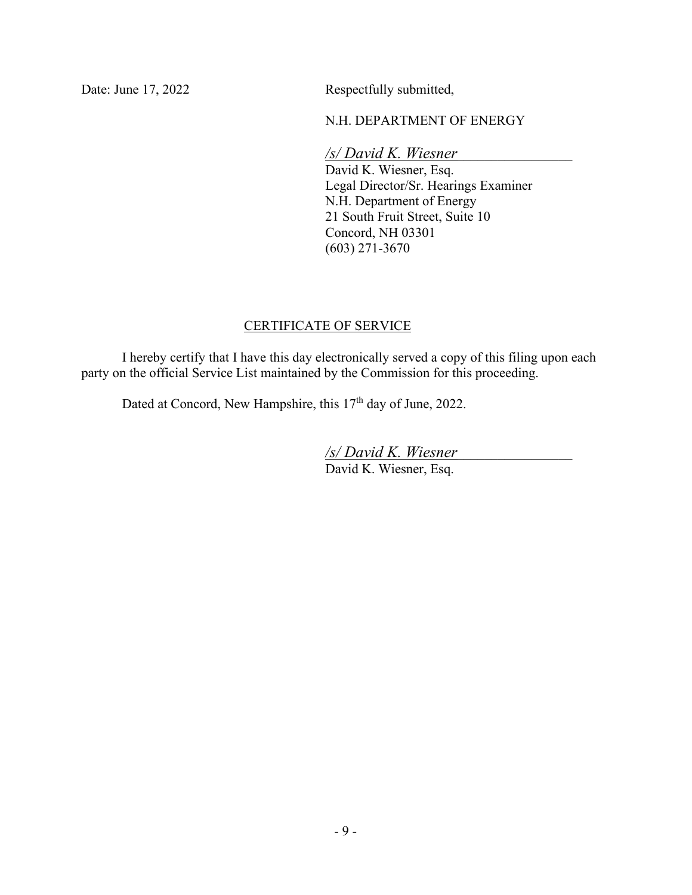Date: June 17, 2022

Respectfully submitted,

N.H. DEPARTMENT OF ENERGY

*/s/ David K. Wiesner*

David K. Wiesner, Esq.
Legal Director/Sr. Hearings Examiner
N.H. Department of Energy
21 South Fruit Street, Suite 10
Concord, NH 03301
(603) 271-3670

## CERTIFICATE OF SERVICE

I hereby certify that I have this day electronically served a copy of this filing upon each party on the official Service List maintained by the Commission for this proceeding.

Dated at Concord, New Hampshire, this 17th day of June, 2022.

*/s/ David K. Wiesner*

David K. Wiesner, Esq.